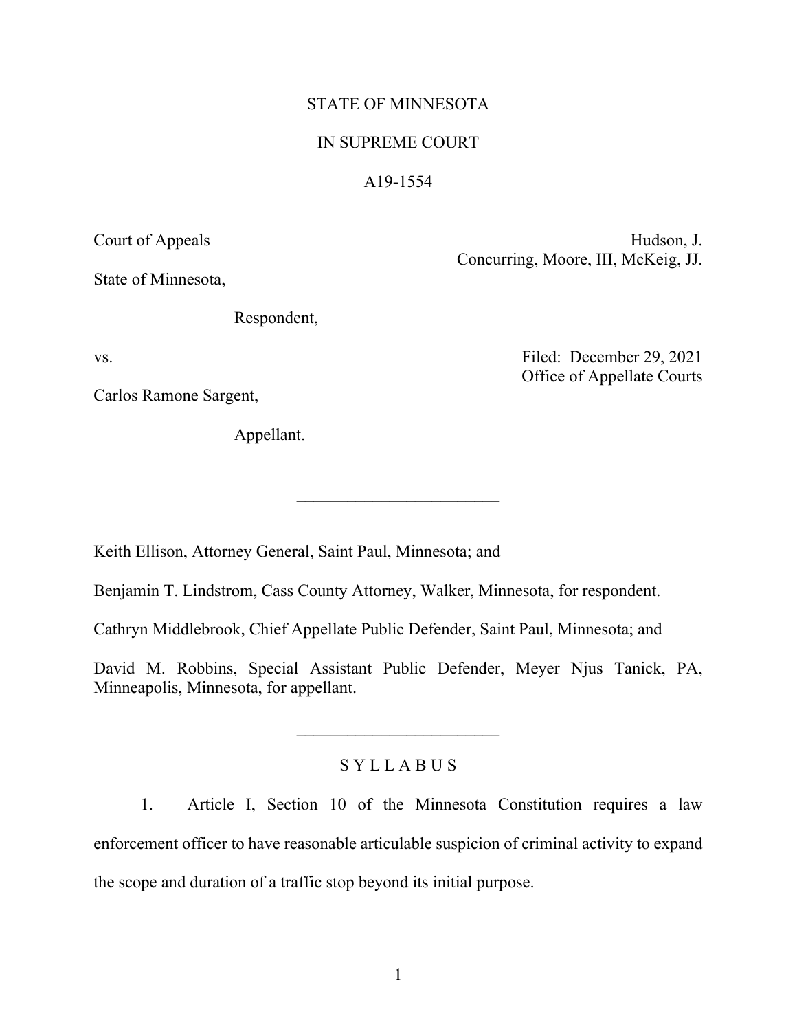STATE OF MINNESOTA

IN SUPREME COURT

A19-1554

Court of Appeals

Hudson, J.
Concurring, Moore, III, McKeig, JJ.

State of Minnesota,

Respondent,

vs.

Filed: December 29, 2021
Office of Appellate Courts

Carlos Ramone Sargent,

Appellant.

---

Keith Ellison, Attorney General, Saint Paul, Minnesota; and

Benjamin T. Lindstrom, Cass County Attorney, Walker, Minnesota, for respondent.

Cathryn Middlebrook, Chief Appellate Public Defender, Saint Paul, Minnesota; and

David M. Robbins, Special Assistant Public Defender, Meyer Njus Tanick, PA, Minneapolis, Minnesota, for appellant.

---

## S Y L L A B U S

1. Article I, Section 10 of the Minnesota Constitution requires a law enforcement officer to have reasonable articulable suspicion of criminal activity to expand the scope and duration of a traffic stop beyond its initial purpose.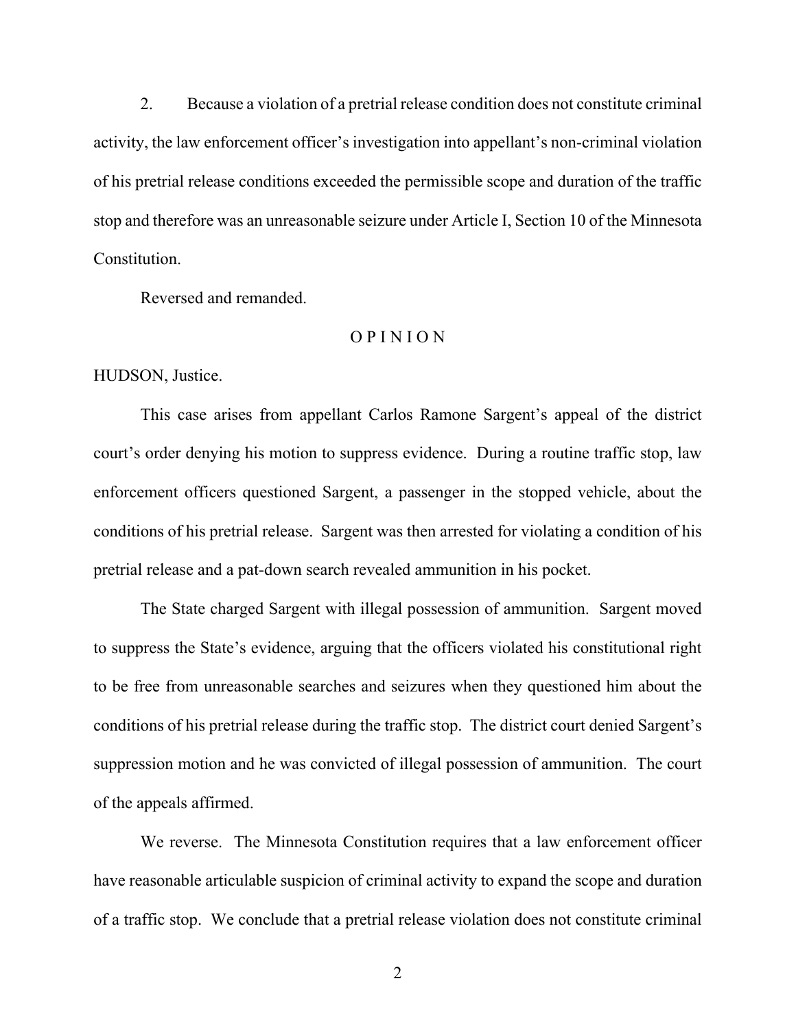2. Because a violation of a pretrial release condition does not constitute criminal activity, the law enforcement officer's investigation into appellant's non-criminal violation of his pretrial release conditions exceeded the permissible scope and duration of the traffic stop and therefore was an unreasonable seizure under Article I, Section 10 of the Minnesota Constitution.

Reversed and remanded.

## O P I N I O N

HUDSON, Justice.

This case arises from appellant Carlos Ramone Sargent's appeal of the district court's order denying his motion to suppress evidence. During a routine traffic stop, law enforcement officers questioned Sargent, a passenger in the stopped vehicle, about the conditions of his pretrial release. Sargent was then arrested for violating a condition of his pretrial release and a pat-down search revealed ammunition in his pocket.

The State charged Sargent with illegal possession of ammunition. Sargent moved to suppress the State's evidence, arguing that the officers violated his constitutional right to be free from unreasonable searches and seizures when they questioned him about the conditions of his pretrial release during the traffic stop. The district court denied Sargent's suppression motion and he was convicted of illegal possession of ammunition. The court of the appeals affirmed.

We reverse. The Minnesota Constitution requires that a law enforcement officer have reasonable articulable suspicion of criminal activity to expand the scope and duration of a traffic stop. We conclude that a pretrial release violation does not constitute criminal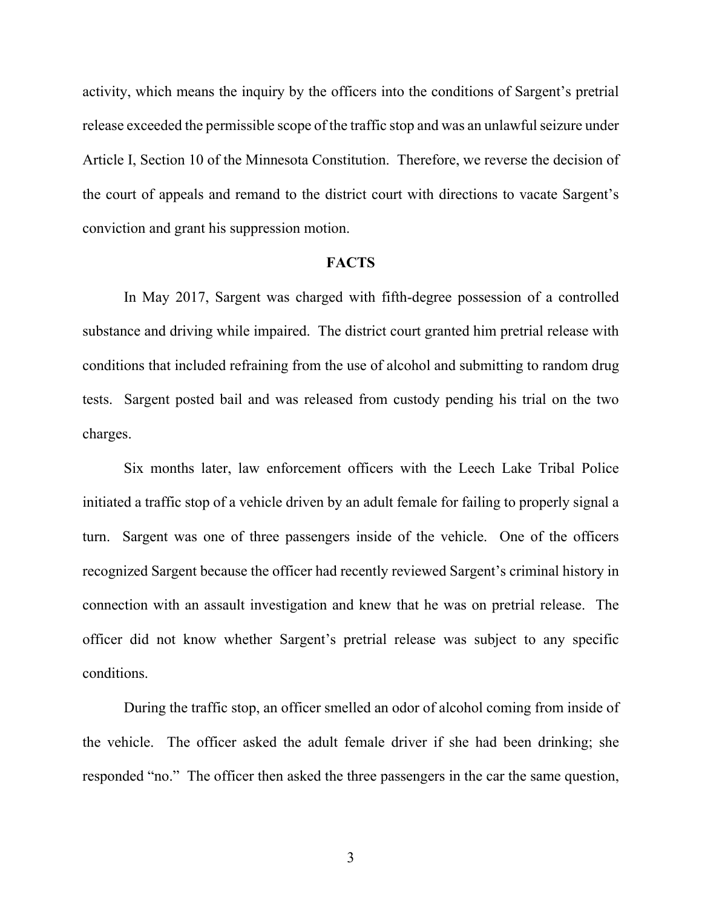activity, which means the inquiry by the officers into the conditions of Sargent's pretrial release exceeded the permissible scope of the traffic stop and was an unlawful seizure under Article I, Section 10 of the Minnesota Constitution. Therefore, we reverse the decision of the court of appeals and remand to the district court with directions to vacate Sargent's conviction and grant his suppression motion.

## FACTS

In May 2017, Sargent was charged with fifth-degree possession of a controlled substance and driving while impaired. The district court granted him pretrial release with conditions that included refraining from the use of alcohol and submitting to random drug tests. Sargent posted bail and was released from custody pending his trial on the two charges.

Six months later, law enforcement officers with the Leech Lake Tribal Police initiated a traffic stop of a vehicle driven by an adult female for failing to properly signal a turn. Sargent was one of three passengers inside of the vehicle. One of the officers recognized Sargent because the officer had recently reviewed Sargent's criminal history in connection with an assault investigation and knew that he was on pretrial release. The officer did not know whether Sargent's pretrial release was subject to any specific conditions.

During the traffic stop, an officer smelled an odor of alcohol coming from inside of the vehicle. The officer asked the adult female driver if she had been drinking; she responded "no." The officer then asked the three passengers in the car the same question,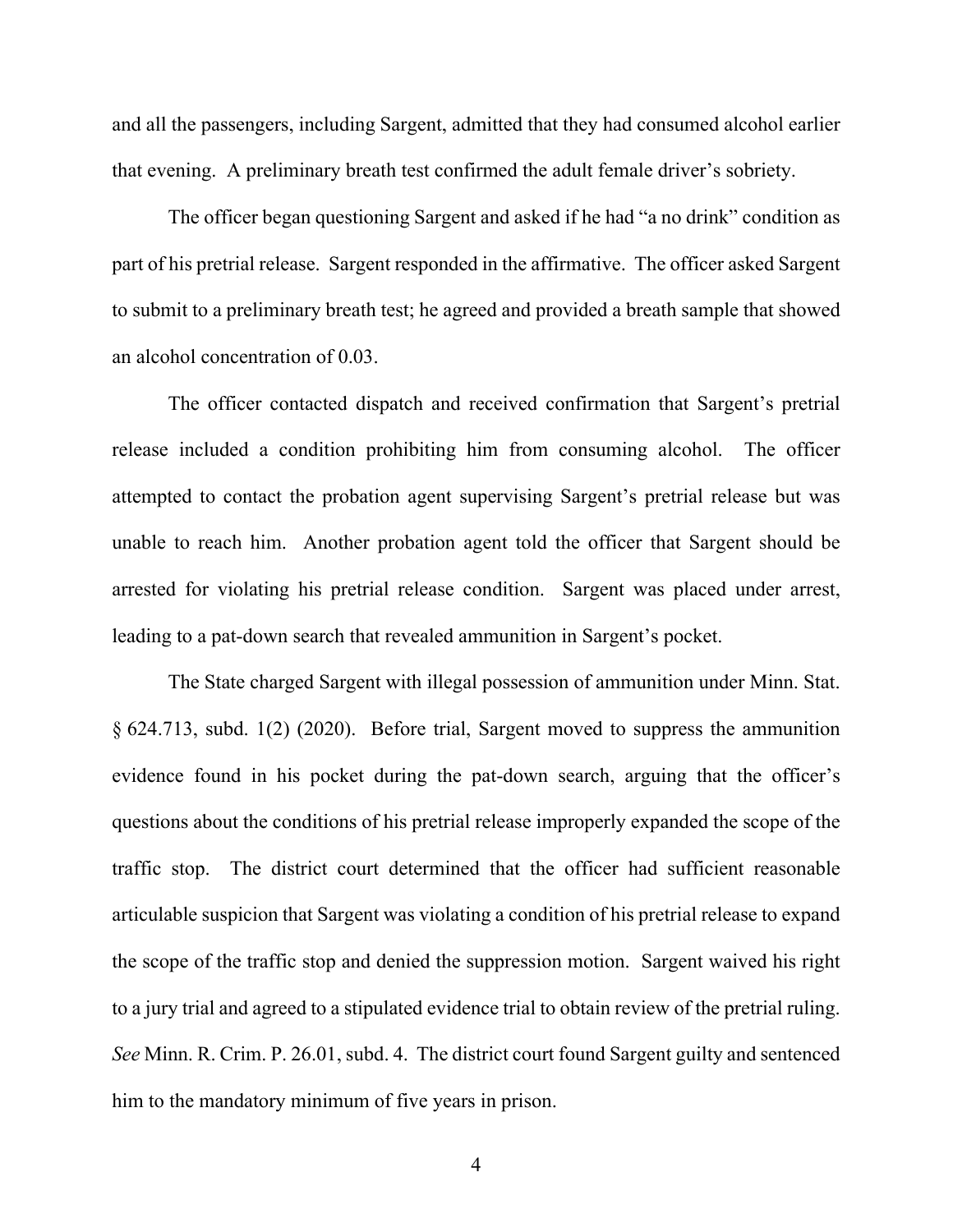and all the passengers, including Sargent, admitted that they had consumed alcohol earlier that evening. A preliminary breath test confirmed the adult female driver's sobriety.

The officer began questioning Sargent and asked if he had "a no drink" condition as part of his pretrial release. Sargent responded in the affirmative. The officer asked Sargent to submit to a preliminary breath test; he agreed and provided a breath sample that showed an alcohol concentration of 0.03.

The officer contacted dispatch and received confirmation that Sargent's pretrial release included a condition prohibiting him from consuming alcohol. The officer attempted to contact the probation agent supervising Sargent's pretrial release but was unable to reach him. Another probation agent told the officer that Sargent should be arrested for violating his pretrial release condition. Sargent was placed under arrest, leading to a pat-down search that revealed ammunition in Sargent's pocket.

The State charged Sargent with illegal possession of ammunition under Minn. Stat. § 624.713, subd. 1(2) (2020). Before trial, Sargent moved to suppress the ammunition evidence found in his pocket during the pat-down search, arguing that the officer's questions about the conditions of his pretrial release improperly expanded the scope of the traffic stop. The district court determined that the officer had sufficient reasonable articulable suspicion that Sargent was violating a condition of his pretrial release to expand the scope of the traffic stop and denied the suppression motion. Sargent waived his right to a jury trial and agreed to a stipulated evidence trial to obtain review of the pretrial ruling. *See* Minn. R. Crim. P. 26.01, subd. 4. The district court found Sargent guilty and sentenced him to the mandatory minimum of five years in prison.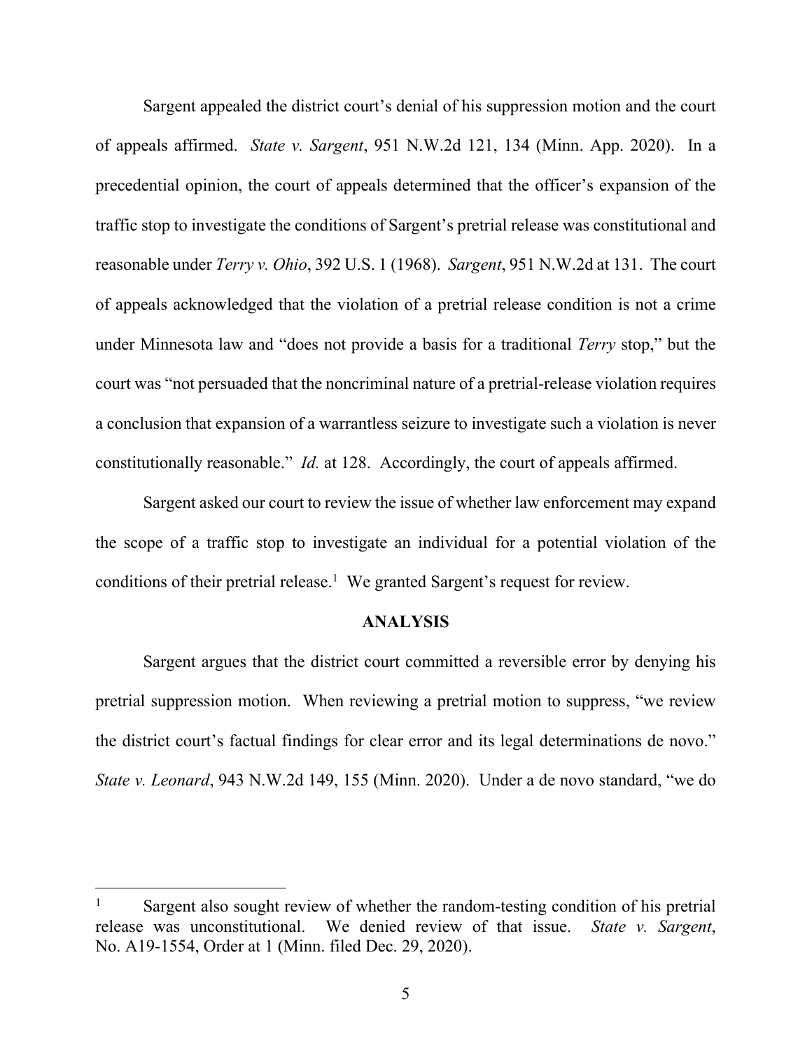Sargent appealed the district court's denial of his suppression motion and the court of appeals affirmed. *State v. Sargent*, 951 N.W.2d 121, 134 (Minn. App. 2020). In a precedential opinion, the court of appeals determined that the officer's expansion of the traffic stop to investigate the conditions of Sargent's pretrial release was constitutional and reasonable under *Terry v. Ohio*, 392 U.S. 1 (1968). *Sargent*, 951 N.W.2d at 131. The court of appeals acknowledged that the violation of a pretrial release condition is not a crime under Minnesota law and "does not provide a basis for a traditional *Terry* stop," but the court was "not persuaded that the noncriminal nature of a pretrial-release violation requires a conclusion that expansion of a warrantless seizure to investigate such a violation is never constitutionally reasonable." *Id.* at 128. Accordingly, the court of appeals affirmed.

Sargent asked our court to review the issue of whether law enforcement may expand the scope of a traffic stop to investigate an individual for a potential violation of the conditions of their pretrial release.[1] We granted Sargent's request for review.

## ANALYSIS

Sargent argues that the district court committed a reversible error by denying his pretrial suppression motion. When reviewing a pretrial motion to suppress, "we review the district court's factual findings for clear error and its legal determinations de novo." *State v. Leonard*, 943 N.W.2d 149, 155 (Minn. 2020). Under a de novo standard, "we do

---

[1] Sargent also sought review of whether the random-testing condition of his pretrial release was unconstitutional. We denied review of that issue. *State v. Sargent*, No. A19-1554, Order at 1 (Minn. filed Dec. 29, 2020).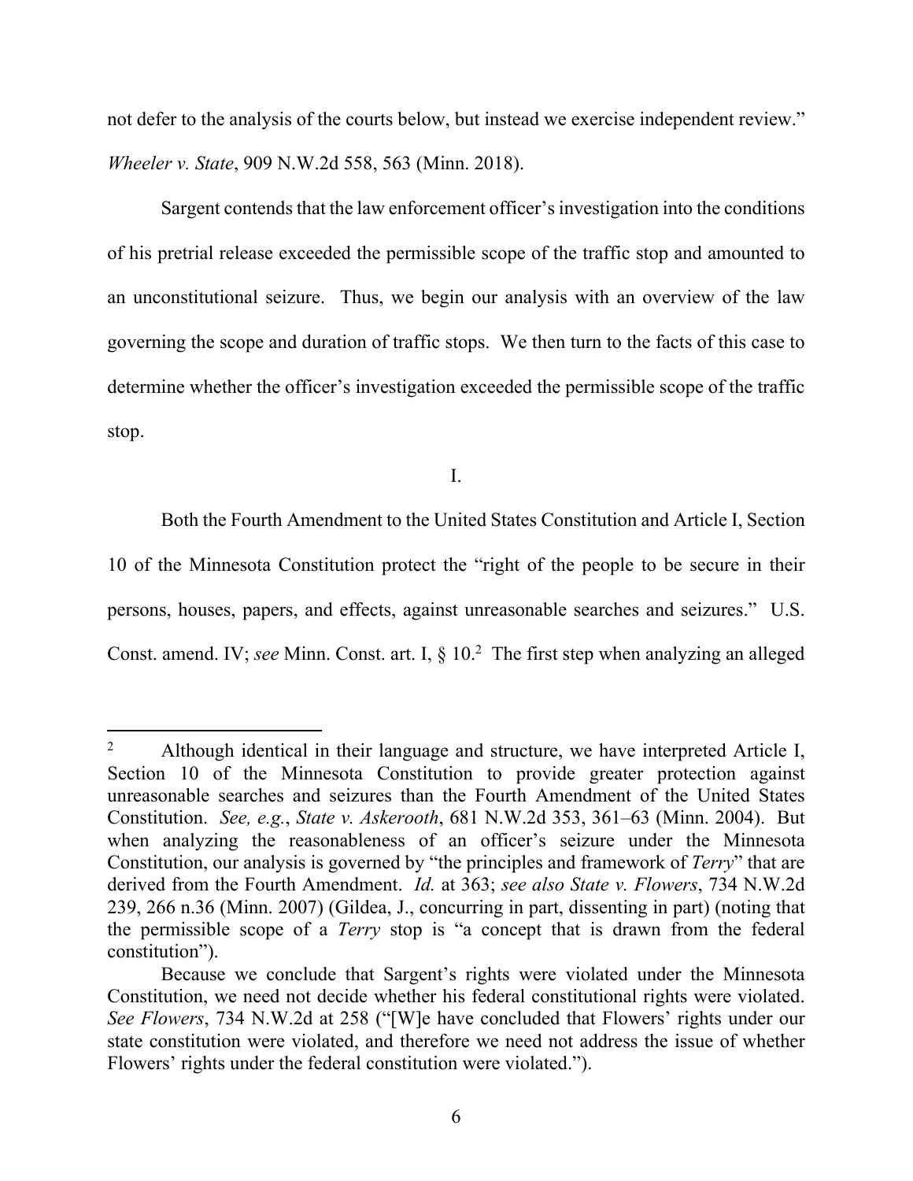not defer to the analysis of the courts below, but instead we exercise independent review." *Wheeler v. State*, 909 N.W.2d 558, 563 (Minn. 2018).

Sargent contends that the law enforcement officer's investigation into the conditions of his pretrial release exceeded the permissible scope of the traffic stop and amounted to an unconstitutional seizure. Thus, we begin our analysis with an overview of the law governing the scope and duration of traffic stops. We then turn to the facts of this case to determine whether the officer's investigation exceeded the permissible scope of the traffic stop.

I.

Both the Fourth Amendment to the United States Constitution and Article I, Section 10 of the Minnesota Constitution protect the "right of the people to be secure in their persons, houses, papers, and effects, against unreasonable searches and seizures." U.S. Const. amend. IV; *see* Minn. Const. art. I, § 10.[2] The first step when analyzing an alleged

---

[2] Although identical in their language and structure, we have interpreted Article I, Section 10 of the Minnesota Constitution to provide greater protection against unreasonable searches and seizures than the Fourth Amendment of the United States Constitution. *See, e.g.*, *State v. Askerooth*, 681 N.W.2d 353, 361–63 (Minn. 2004). But when analyzing the reasonableness of an officer's seizure under the Minnesota Constitution, our analysis is governed by "the principles and framework of *Terry*" that are derived from the Fourth Amendment. *Id.* at 363; *see also State v. Flowers*, 734 N.W.2d 239, 266 n.36 (Minn. 2007) (Gildea, J., concurring in part, dissenting in part) (noting that the permissible scope of a *Terry* stop is "a concept that is drawn from the federal constitution").

Because we conclude that Sargent's rights were violated under the Minnesota Constitution, we need not decide whether his federal constitutional rights were violated. *See Flowers*, 734 N.W.2d at 258 ("[W]e have concluded that Flowers' rights under our state constitution were violated, and therefore we need not address the issue of whether Flowers' rights under the federal constitution were violated.").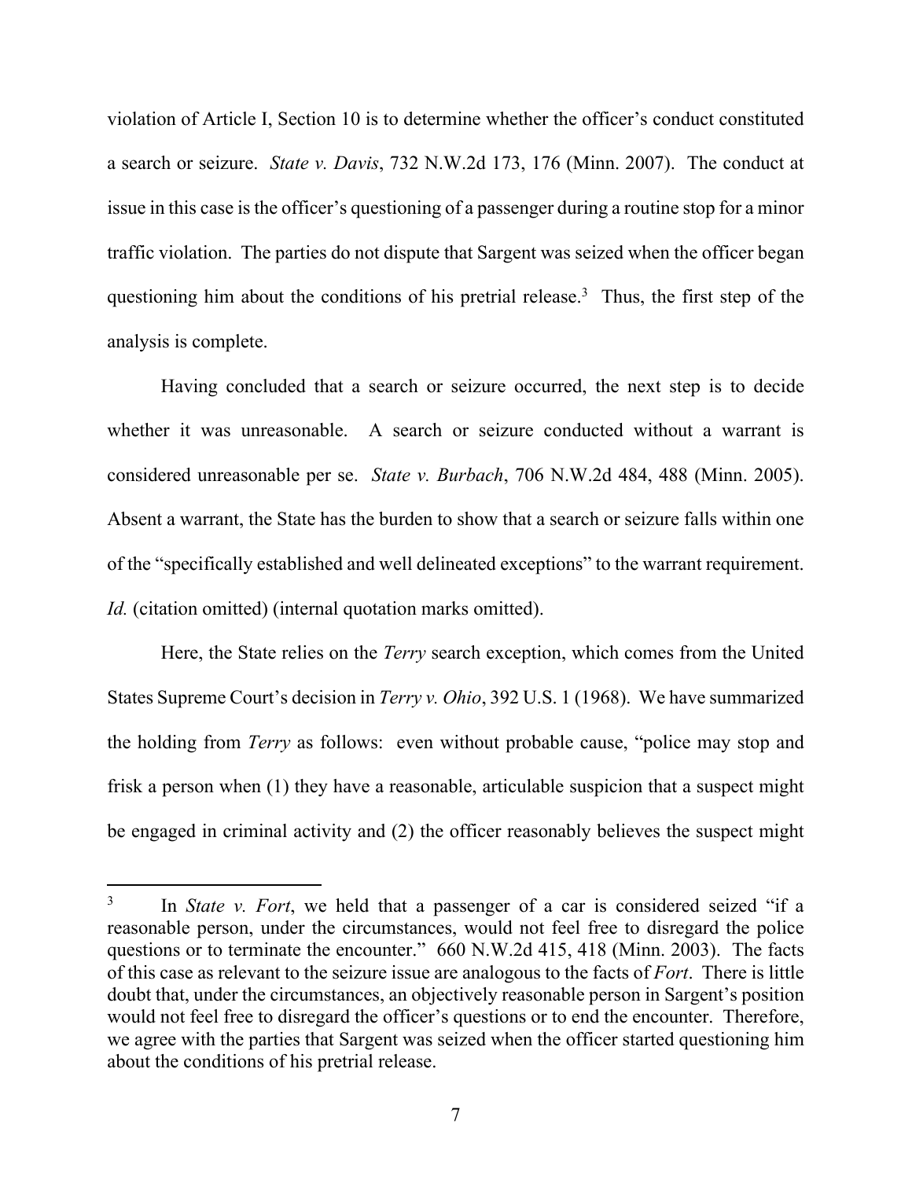violation of Article I, Section 10 is to determine whether the officer's conduct constituted a search or seizure. *State v. Davis*, 732 N.W.2d 173, 176 (Minn. 2007). The conduct at issue in this case is the officer's questioning of a passenger during a routine stop for a minor traffic violation. The parties do not dispute that Sargent was seized when the officer began questioning him about the conditions of his pretrial release.[3] Thus, the first step of the analysis is complete.

Having concluded that a search or seizure occurred, the next step is to decide whether it was unreasonable. A search or seizure conducted without a warrant is considered unreasonable per se. *State v. Burbach*, 706 N.W.2d 484, 488 (Minn. 2005). Absent a warrant, the State has the burden to show that a search or seizure falls within one of the "specifically established and well delineated exceptions" to the warrant requirement. *Id.* (citation omitted) (internal quotation marks omitted).

Here, the State relies on the *Terry* search exception, which comes from the United States Supreme Court's decision in *Terry v. Ohio*, 392 U.S. 1 (1968). We have summarized the holding from *Terry* as follows: even without probable cause, "police may stop and frisk a person when (1) they have a reasonable, articulable suspicion that a suspect might be engaged in criminal activity and (2) the officer reasonably believes the suspect might

---

[3] In *State v. Fort*, we held that a passenger of a car is considered seized "if a reasonable person, under the circumstances, would not feel free to disregard the police questions or to terminate the encounter." 660 N.W.2d 415, 418 (Minn. 2003). The facts of this case as relevant to the seizure issue are analogous to the facts of *Fort*. There is little doubt that, under the circumstances, an objectively reasonable person in Sargent's position would not feel free to disregard the officer's questions or to end the encounter. Therefore, we agree with the parties that Sargent was seized when the officer started questioning him about the conditions of his pretrial release.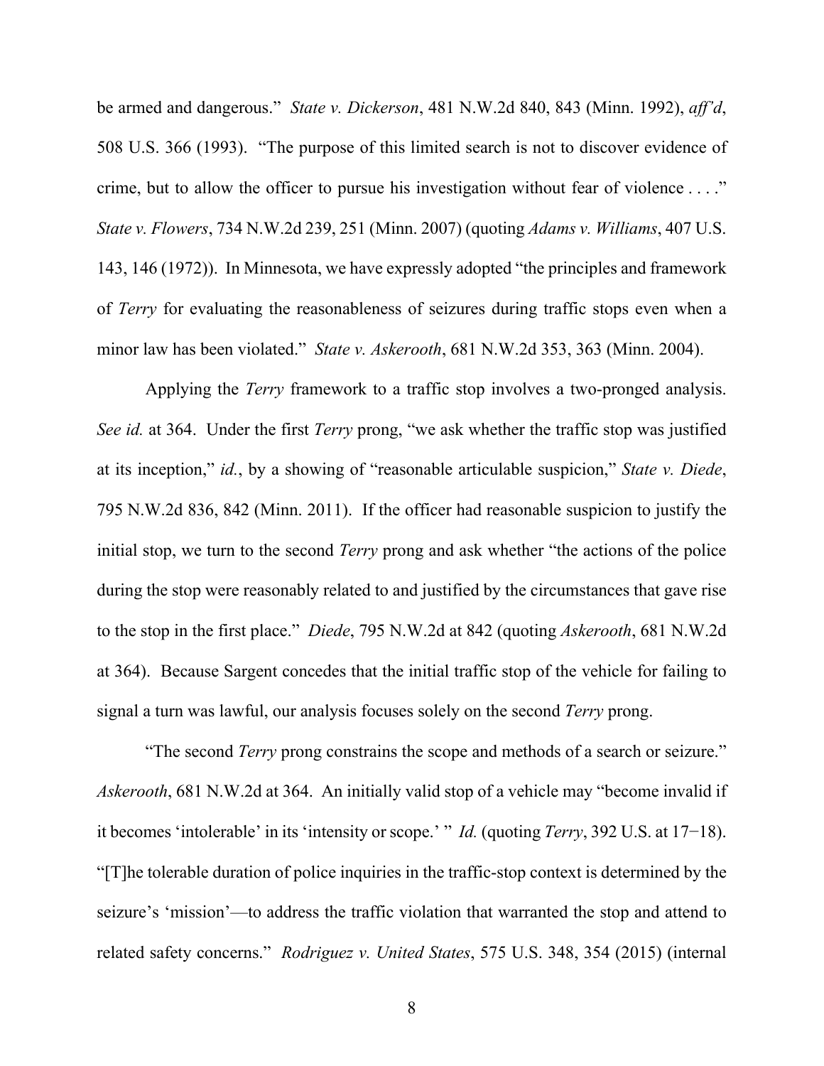be armed and dangerous." *State v. Dickerson*, 481 N.W.2d 840, 843 (Minn. 1992), *aff'd*, 508 U.S. 366 (1993). "The purpose of this limited search is not to discover evidence of crime, but to allow the officer to pursue his investigation without fear of violence . . . ." *State v. Flowers*, 734 N.W.2d 239, 251 (Minn. 2007) (quoting *Adams v. Williams*, 407 U.S. 143, 146 (1972)). In Minnesota, we have expressly adopted "the principles and framework of *Terry* for evaluating the reasonableness of seizures during traffic stops even when a minor law has been violated." *State v. Askerooth*, 681 N.W.2d 353, 363 (Minn. 2004).

Applying the *Terry* framework to a traffic stop involves a two-pronged analysis. *See id.* at 364. Under the first *Terry* prong, "we ask whether the traffic stop was justified at its inception," *id.*, by a showing of "reasonable articulable suspicion," *State v. Diede*, 795 N.W.2d 836, 842 (Minn. 2011). If the officer had reasonable suspicion to justify the initial stop, we turn to the second *Terry* prong and ask whether "the actions of the police during the stop were reasonably related to and justified by the circumstances that gave rise to the stop in the first place." *Diede*, 795 N.W.2d at 842 (quoting *Askerooth*, 681 N.W.2d at 364). Because Sargent concedes that the initial traffic stop of the vehicle for failing to signal a turn was lawful, our analysis focuses solely on the second *Terry* prong.

"The second *Terry* prong constrains the scope and methods of a search or seizure." *Askerooth*, 681 N.W.2d at 364. An initially valid stop of a vehicle may "become invalid if it becomes 'intolerable' in its 'intensity or scope.' " *Id.* (quoting *Terry*, 392 U.S. at 17−18). "[T]he tolerable duration of police inquiries in the traffic-stop context is determined by the seizure's 'mission'—to address the traffic violation that warranted the stop and attend to related safety concerns." *Rodriguez v. United States*, 575 U.S. 348, 354 (2015) (internal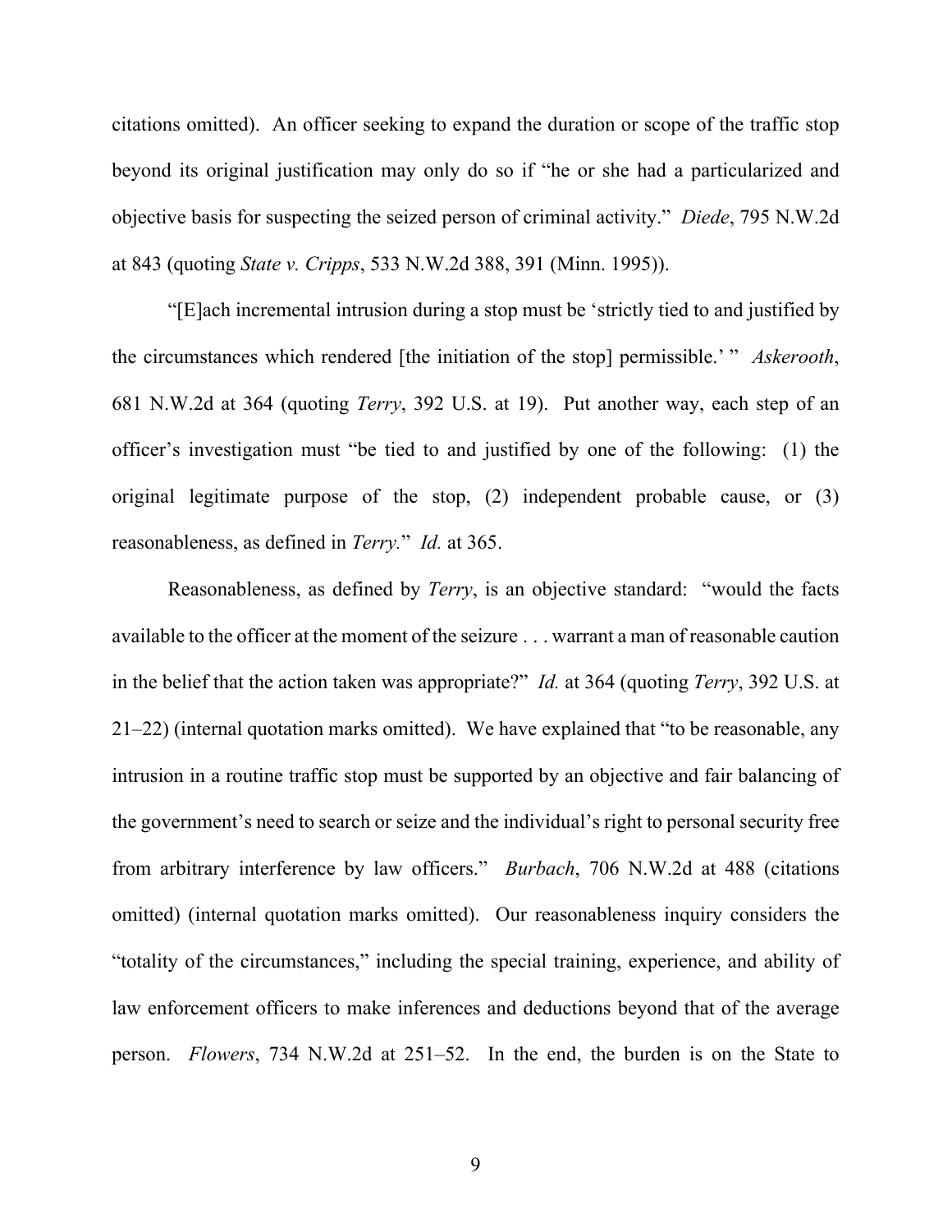citations omitted). An officer seeking to expand the duration or scope of the traffic stop beyond its original justification may only do so if "he or she had a particularized and objective basis for suspecting the seized person of criminal activity." *Diede*, 795 N.W.2d at 843 (quoting *State v. Cripps*, 533 N.W.2d 388, 391 (Minn. 1995)).

"[E]ach incremental intrusion during a stop must be 'strictly tied to and justified by the circumstances which rendered [the initiation of the stop] permissible.' " *Askerooth*, 681 N.W.2d at 364 (quoting *Terry*, 392 U.S. at 19). Put another way, each step of an officer's investigation must "be tied to and justified by one of the following: (1) the original legitimate purpose of the stop, (2) independent probable cause, or (3) reasonableness, as defined in *Terry*." *Id.* at 365.

Reasonableness, as defined by *Terry*, is an objective standard: "would the facts available to the officer at the moment of the seizure . . . warrant a man of reasonable caution in the belief that the action taken was appropriate?" *Id.* at 364 (quoting *Terry*, 392 U.S. at 21–22) (internal quotation marks omitted). We have explained that "to be reasonable, any intrusion in a routine traffic stop must be supported by an objective and fair balancing of the government's need to search or seize and the individual's right to personal security free from arbitrary interference by law officers." *Burbach*, 706 N.W.2d at 488 (citations omitted) (internal quotation marks omitted). Our reasonableness inquiry considers the "totality of the circumstances," including the special training, experience, and ability of law enforcement officers to make inferences and deductions beyond that of the average person. *Flowers*, 734 N.W.2d at 251–52. In the end, the burden is on the State to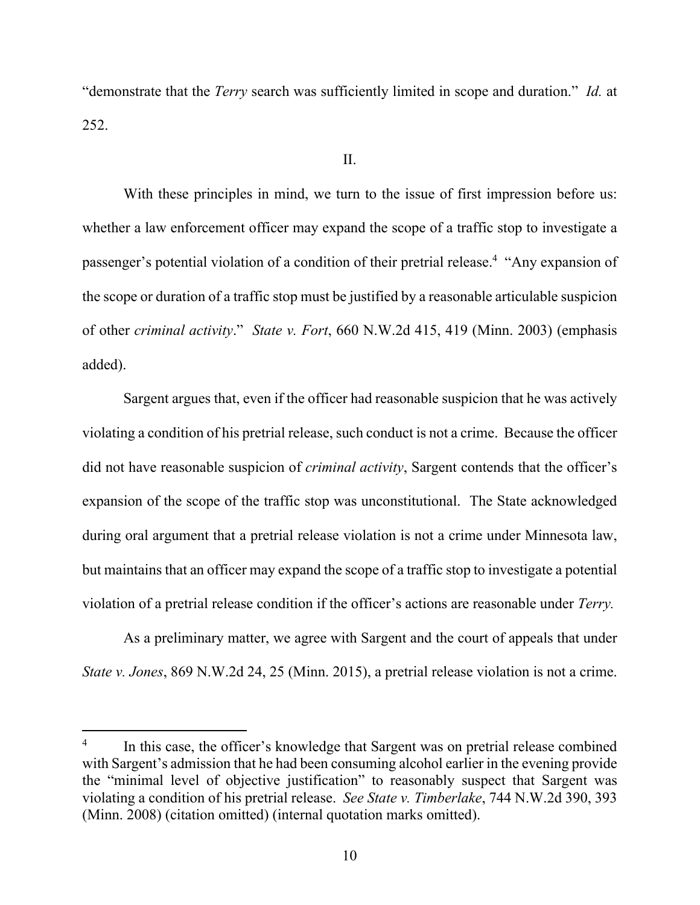"demonstrate that the *Terry* search was sufficiently limited in scope and duration." *Id.* at 252.

## II.

With these principles in mind, we turn to the issue of first impression before us: whether a law enforcement officer may expand the scope of a traffic stop to investigate a passenger's potential violation of a condition of their pretrial release.[4] "Any expansion of the scope or duration of a traffic stop must be justified by a reasonable articulable suspicion of other *criminal activity*." *State v. Fort*, 660 N.W.2d 415, 419 (Minn. 2003) (emphasis added).

Sargent argues that, even if the officer had reasonable suspicion that he was actively violating a condition of his pretrial release, such conduct is not a crime. Because the officer did not have reasonable suspicion of *criminal activity*, Sargent contends that the officer's expansion of the scope of the traffic stop was unconstitutional. The State acknowledged during oral argument that a pretrial release violation is not a crime under Minnesota law, but maintains that an officer may expand the scope of a traffic stop to investigate a potential violation of a pretrial release condition if the officer's actions are reasonable under *Terry.*

As a preliminary matter, we agree with Sargent and the court of appeals that under *State v. Jones*, 869 N.W.2d 24, 25 (Minn. 2015), a pretrial release violation is not a crime.

---

[4] In this case, the officer's knowledge that Sargent was on pretrial release combined with Sargent's admission that he had been consuming alcohol earlier in the evening provide the "minimal level of objective justification" to reasonably suspect that Sargent was violating a condition of his pretrial release. *See State v. Timberlake*, 744 N.W.2d 390, 393 (Minn. 2008) (citation omitted) (internal quotation marks omitted).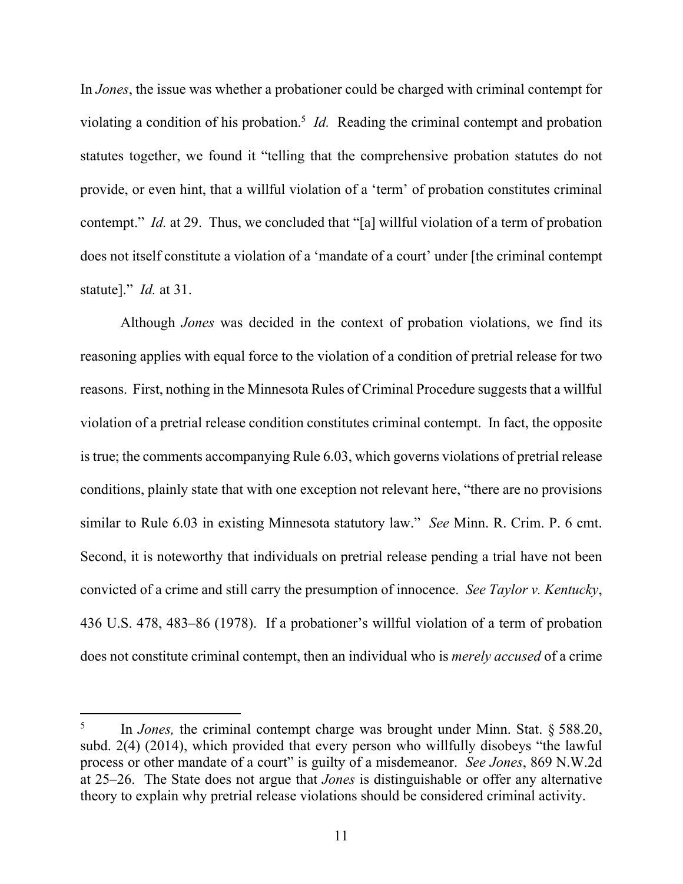In *Jones*, the issue was whether a probationer could be charged with criminal contempt for violating a condition of his probation.[5] *Id.* Reading the criminal contempt and probation statutes together, we found it "telling that the comprehensive probation statutes do not provide, or even hint, that a willful violation of a 'term' of probation constitutes criminal contempt." *Id.* at 29. Thus, we concluded that "[a] willful violation of a term of probation does not itself constitute a violation of a 'mandate of a court' under [the criminal contempt statute]." *Id.* at 31.

Although *Jones* was decided in the context of probation violations, we find its reasoning applies with equal force to the violation of a condition of pretrial release for two reasons. First, nothing in the Minnesota Rules of Criminal Procedure suggests that a willful violation of a pretrial release condition constitutes criminal contempt. In fact, the opposite is true; the comments accompanying Rule 6.03, which governs violations of pretrial release conditions, plainly state that with one exception not relevant here, "there are no provisions similar to Rule 6.03 in existing Minnesota statutory law." *See* Minn. R. Crim. P. 6 cmt. Second, it is noteworthy that individuals on pretrial release pending a trial have not been convicted of a crime and still carry the presumption of innocence. *See Taylor v. Kentucky*, 436 U.S. 478, 483–86 (1978). If a probationer's willful violation of a term of probation does not constitute criminal contempt, then an individual who is *merely accused* of a crime

---

[5] In *Jones,* the criminal contempt charge was brought under Minn. Stat. § 588.20, subd. 2(4) (2014), which provided that every person who willfully disobeys "the lawful process or other mandate of a court" is guilty of a misdemeanor. *See Jones*, 869 N.W.2d at 25–26. The State does not argue that *Jones* is distinguishable or offer any alternative theory to explain why pretrial release violations should be considered criminal activity.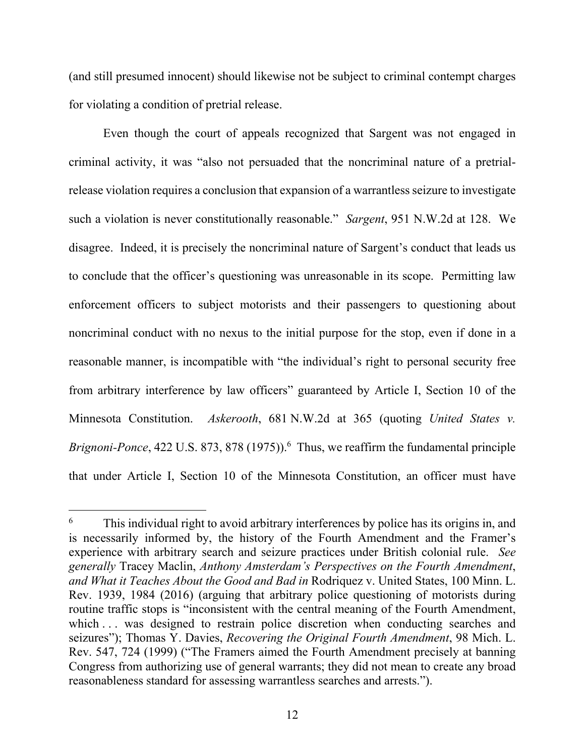(and still presumed innocent) should likewise not be subject to criminal contempt charges for violating a condition of pretrial release.

Even though the court of appeals recognized that Sargent was not engaged in criminal activity, it was "also not persuaded that the noncriminal nature of a pretrial-release violation requires a conclusion that expansion of a warrantless seizure to investigate such a violation is never constitutionally reasonable." *Sargent*, 951 N.W.2d at 128. We disagree. Indeed, it is precisely the noncriminal nature of Sargent's conduct that leads us to conclude that the officer's questioning was unreasonable in its scope. Permitting law enforcement officers to subject motorists and their passengers to questioning about noncriminal conduct with no nexus to the initial purpose for the stop, even if done in a reasonable manner, is incompatible with "the individual's right to personal security free from arbitrary interference by law officers" guaranteed by Article I, Section 10 of the Minnesota Constitution. *Askerooth*, 681 N.W.2d at 365 (quoting *United States v. Brignoni-Ponce*, 422 U.S. 873, 878 (1975)).[6] Thus, we reaffirm the fundamental principle that under Article I, Section 10 of the Minnesota Constitution, an officer must have

---

[6] This individual right to avoid arbitrary interferences by police has its origins in, and is necessarily informed by, the history of the Fourth Amendment and the Framer's experience with arbitrary search and seizure practices under British colonial rule. *See generally* Tracey Maclin, *Anthony Amsterdam's Perspectives on the Fourth Amendment, and What it Teaches About the Good and Bad in* Rodriquez v. United States, 100 Minn. L. Rev. 1939, 1984 (2016) (arguing that arbitrary police questioning of motorists during routine traffic stops is "inconsistent with the central meaning of the Fourth Amendment, which . . . was designed to restrain police discretion when conducting searches and seizures"); Thomas Y. Davies, *Recovering the Original Fourth Amendment*, 98 Mich. L. Rev. 547, 724 (1999) ("The Framers aimed the Fourth Amendment precisely at banning Congress from authorizing use of general warrants; they did not mean to create any broad reasonableness standard for assessing warrantless searches and arrests.").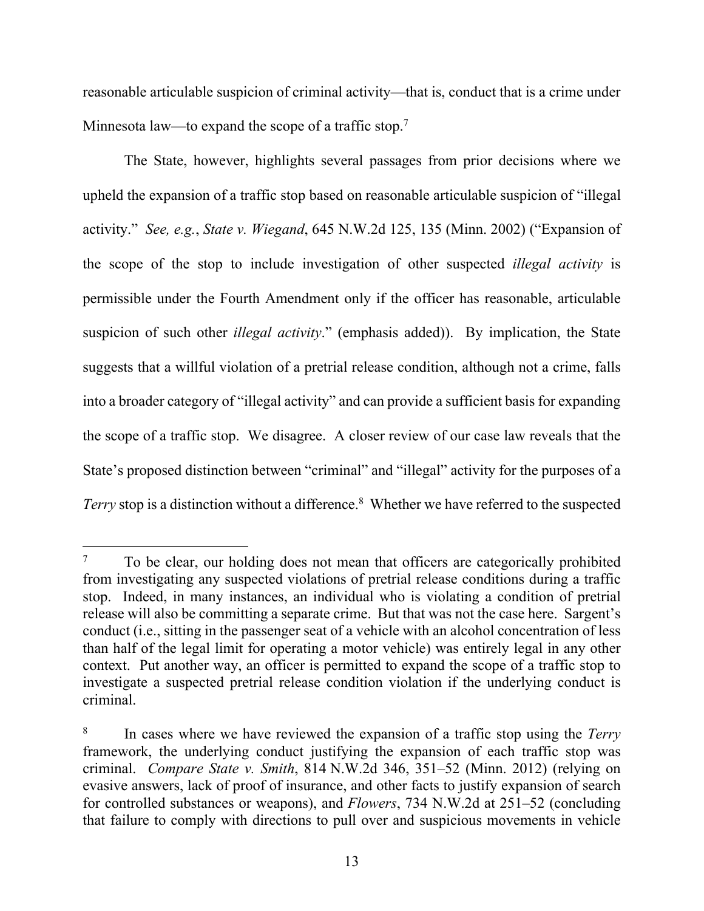reasonable articulable suspicion of criminal activity—that is, conduct that is a crime under Minnesota law—to expand the scope of a traffic stop.[7]

The State, however, highlights several passages from prior decisions where we upheld the expansion of a traffic stop based on reasonable articulable suspicion of "illegal activity." *See, e.g.*, *State v. Wiegand*, 645 N.W.2d 125, 135 (Minn. 2002) ("Expansion of the scope of the stop to include investigation of other suspected *illegal activity* is permissible under the Fourth Amendment only if the officer has reasonable, articulable suspicion of such other *illegal activity*." (emphasis added)). By implication, the State suggests that a willful violation of a pretrial release condition, although not a crime, falls into a broader category of "illegal activity" and can provide a sufficient basis for expanding the scope of a traffic stop. We disagree. A closer review of our case law reveals that the State's proposed distinction between "criminal" and "illegal" activity for the purposes of a *Terry* stop is a distinction without a difference.[8] Whether we have referred to the suspected

---

[7] To be clear, our holding does not mean that officers are categorically prohibited from investigating any suspected violations of pretrial release conditions during a traffic stop. Indeed, in many instances, an individual who is violating a condition of pretrial release will also be committing a separate crime. But that was not the case here. Sargent's conduct (i.e., sitting in the passenger seat of a vehicle with an alcohol concentration of less than half of the legal limit for operating a motor vehicle) was entirely legal in any other context. Put another way, an officer is permitted to expand the scope of a traffic stop to investigate a suspected pretrial release condition violation if the underlying conduct is criminal.

[8] In cases where we have reviewed the expansion of a traffic stop using the *Terry* framework, the underlying conduct justifying the expansion of each traffic stop was criminal. *Compare State v. Smith*, 814 N.W.2d 346, 351–52 (Minn. 2012) (relying on evasive answers, lack of proof of insurance, and other facts to justify expansion of search for controlled substances or weapons), and *Flowers*, 734 N.W.2d at 251–52 (concluding that failure to comply with directions to pull over and suspicious movements in vehicle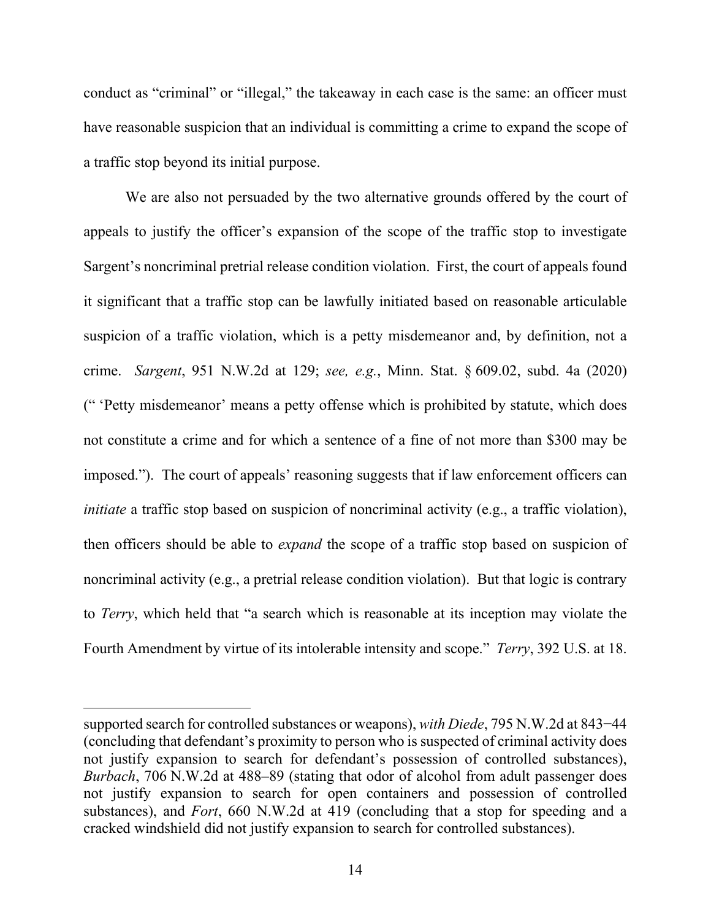conduct as "criminal" or "illegal," the takeaway in each case is the same: an officer must have reasonable suspicion that an individual is committing a crime to expand the scope of a traffic stop beyond its initial purpose.

We are also not persuaded by the two alternative grounds offered by the court of appeals to justify the officer's expansion of the scope of the traffic stop to investigate Sargent's noncriminal pretrial release condition violation. First, the court of appeals found it significant that a traffic stop can be lawfully initiated based on reasonable articulable suspicion of a traffic violation, which is a petty misdemeanor and, by definition, not a crime. *Sargent*, 951 N.W.2d at 129; *see, e.g.*, Minn. Stat. § 609.02, subd. 4a (2020) (" 'Petty misdemeanor' means a petty offense which is prohibited by statute, which does not constitute a crime and for which a sentence of a fine of not more than $300 may be imposed."). The court of appeals' reasoning suggests that if law enforcement officers can *initiate* a traffic stop based on suspicion of noncriminal activity (e.g., a traffic violation), then officers should be able to *expand* the scope of a traffic stop based on suspicion of noncriminal activity (e.g., a pretrial release condition violation). But that logic is contrary to *Terry*, which held that "a search which is reasonable at its inception may violate the Fourth Amendment by virtue of its intolerable intensity and scope." *Terry*, 392 U.S. at 18.

---

supported search for controlled substances or weapons), *with Diede*, 795 N.W.2d at 843−44 (concluding that defendant's proximity to person who is suspected of criminal activity does not justify expansion to search for defendant's possession of controlled substances), *Burbach*, 706 N.W.2d at 488–89 (stating that odor of alcohol from adult passenger does not justify expansion to search for open containers and possession of controlled substances), and *Fort*, 660 N.W.2d at 419 (concluding that a stop for speeding and a cracked windshield did not justify expansion to search for controlled substances).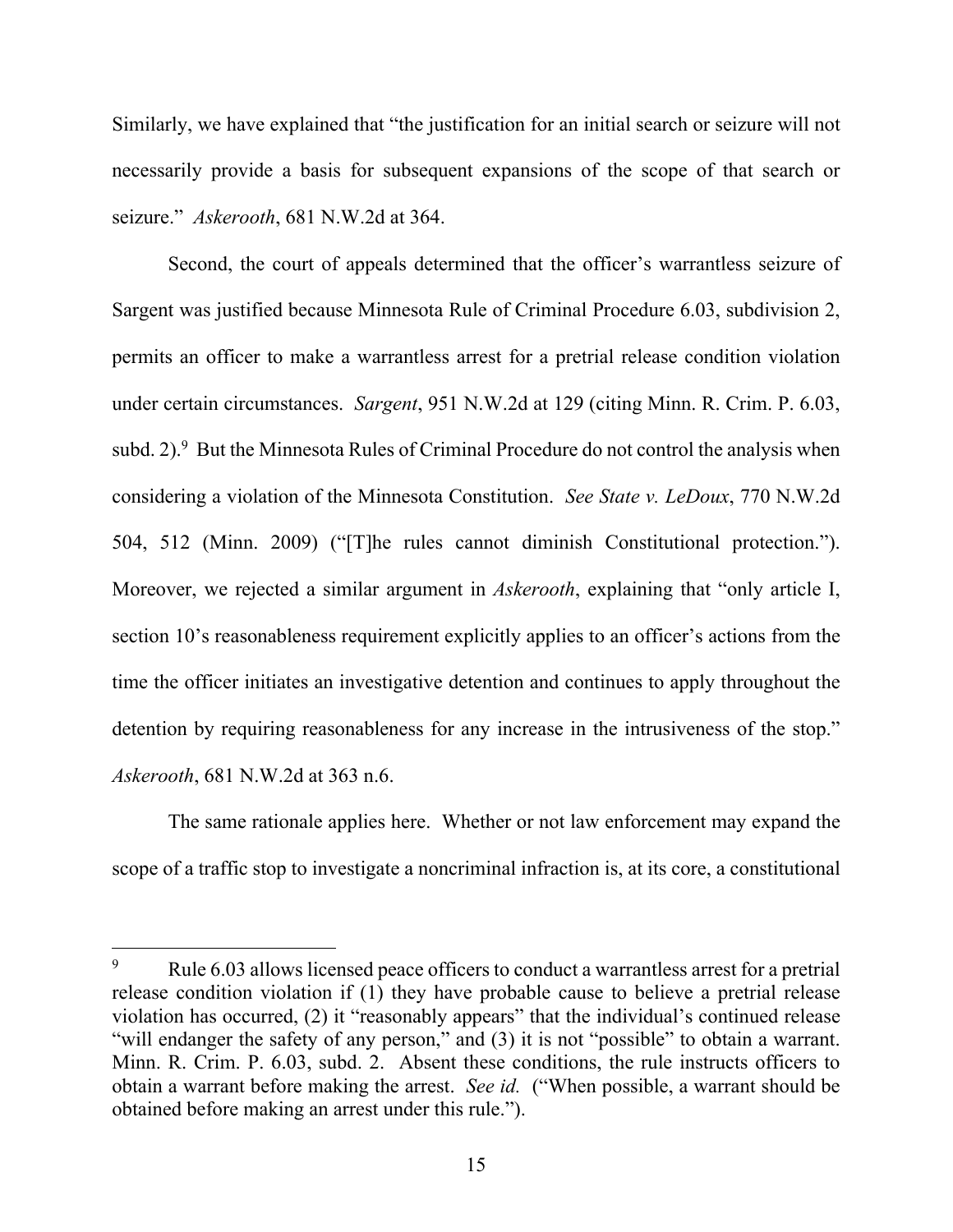Similarly, we have explained that "the justification for an initial search or seizure will not necessarily provide a basis for subsequent expansions of the scope of that search or seizure." *Askerooth*, 681 N.W.2d at 364.

Second, the court of appeals determined that the officer's warrantless seizure of Sargent was justified because Minnesota Rule of Criminal Procedure 6.03, subdivision 2, permits an officer to make a warrantless arrest for a pretrial release condition violation under certain circumstances. *Sargent*, 951 N.W.2d at 129 (citing Minn. R. Crim. P. 6.03, subd. 2).[9] But the Minnesota Rules of Criminal Procedure do not control the analysis when considering a violation of the Minnesota Constitution. *See State v. LeDoux*, 770 N.W.2d 504, 512 (Minn. 2009) ("[T]he rules cannot diminish Constitutional protection."). Moreover, we rejected a similar argument in *Askerooth*, explaining that "only article I, section 10's reasonableness requirement explicitly applies to an officer's actions from the time the officer initiates an investigative detention and continues to apply throughout the detention by requiring reasonableness for any increase in the intrusiveness of the stop." *Askerooth*, 681 N.W.2d at 363 n.6.

The same rationale applies here. Whether or not law enforcement may expand the scope of a traffic stop to investigate a noncriminal infraction is, at its core, a constitutional

---

[9] Rule 6.03 allows licensed peace officers to conduct a warrantless arrest for a pretrial release condition violation if (1) they have probable cause to believe a pretrial release violation has occurred, (2) it "reasonably appears" that the individual's continued release "will endanger the safety of any person," and (3) it is not "possible" to obtain a warrant. Minn. R. Crim. P. 6.03, subd. 2. Absent these conditions, the rule instructs officers to obtain a warrant before making the arrest. *See id.* ("When possible, a warrant should be obtained before making an arrest under this rule.").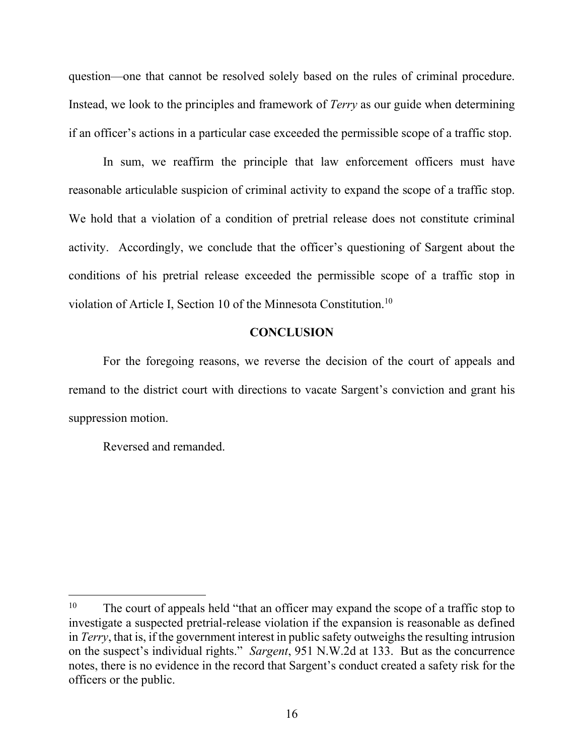question—one that cannot be resolved solely based on the rules of criminal procedure. Instead, we look to the principles and framework of *Terry* as our guide when determining if an officer's actions in a particular case exceeded the permissible scope of a traffic stop.

In sum, we reaffirm the principle that law enforcement officers must have reasonable articulable suspicion of criminal activity to expand the scope of a traffic stop. We hold that a violation of a condition of pretrial release does not constitute criminal activity. Accordingly, we conclude that the officer's questioning of Sargent about the conditions of his pretrial release exceeded the permissible scope of a traffic stop in violation of Article I, Section 10 of the Minnesota Constitution.[10]

## CONCLUSION

For the foregoing reasons, we reverse the decision of the court of appeals and remand to the district court with directions to vacate Sargent's conviction and grant his suppression motion.

Reversed and remanded.

---

[10] The court of appeals held "that an officer may expand the scope of a traffic stop to investigate a suspected pretrial-release violation if the expansion is reasonable as defined in *Terry*, that is, if the government interest in public safety outweighs the resulting intrusion on the suspect's individual rights." *Sargent*, 951 N.W.2d at 133. But as the concurrence notes, there is no evidence in the record that Sargent's conduct created a safety risk for the officers or the public.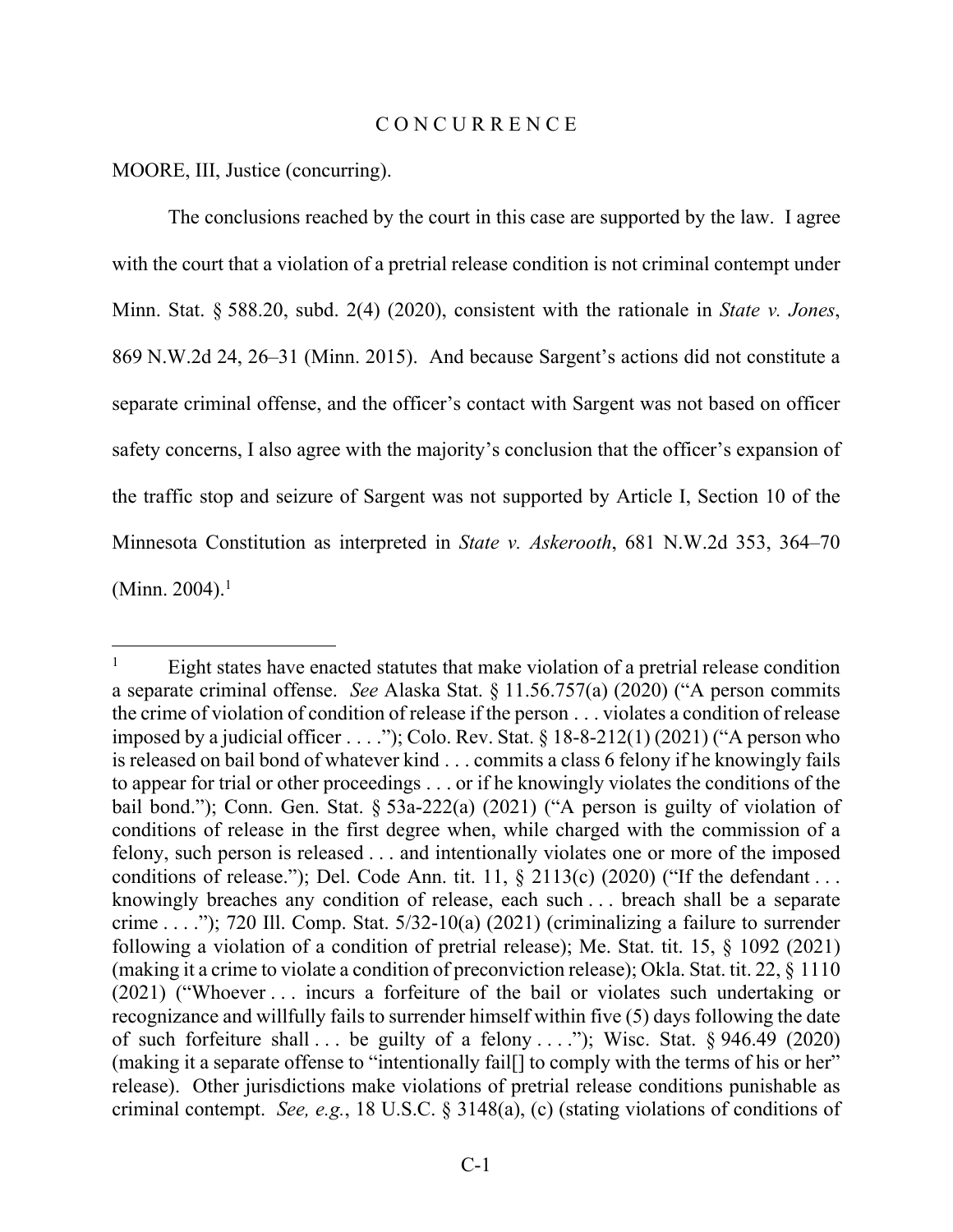# C O N C U R R E N C E

MOORE, III, Justice (concurring).

The conclusions reached by the court in this case are supported by the law. I agree with the court that a violation of a pretrial release condition is not criminal contempt under Minn. Stat. § 588.20, subd. 2(4) (2020), consistent with the rationale in *State v. Jones*, 869 N.W.2d 24, 26–31 (Minn. 2015). And because Sargent's actions did not constitute a separate criminal offense, and the officer's contact with Sargent was not based on officer safety concerns, I also agree with the majority's conclusion that the officer's expansion of the traffic stop and seizure of Sargent was not supported by Article I, Section 10 of the Minnesota Constitution as interpreted in *State v. Askerooth*, 681 N.W.2d 353, 364–70 (Minn. 2004).[1]

---

[1] Eight states have enacted statutes that make violation of a pretrial release condition a separate criminal offense. *See* Alaska Stat. § 11.56.757(a) (2020) ("A person commits the crime of violation of condition of release if the person . . . violates a condition of release imposed by a judicial officer . . . ."); Colo. Rev. Stat. § 18-8-212(1) (2021) ("A person who is released on bail bond of whatever kind . . . commits a class 6 felony if he knowingly fails to appear for trial or other proceedings . . . or if he knowingly violates the conditions of the bail bond."); Conn. Gen. Stat. § 53a-222(a) (2021) ("A person is guilty of violation of conditions of release in the first degree when, while charged with the commission of a felony, such person is released . . . and intentionally violates one or more of the imposed conditions of release."); Del. Code Ann. tit. 11, § 2113(c) (2020) ("If the defendant . . . knowingly breaches any condition of release, each such . . . breach shall be a separate crime . . . ."); 720 Ill. Comp. Stat. 5/32-10(a) (2021) (criminalizing a failure to surrender following a violation of a condition of pretrial release); Me. Stat. tit. 15, § 1092 (2021) (making it a crime to violate a condition of preconviction release); Okla. Stat. tit. 22, § 1110 (2021) ("Whoever . . . incurs a forfeiture of the bail or violates such undertaking or recognizance and willfully fails to surrender himself within five (5) days following the date of such forfeiture shall . . . be guilty of a felony . . . ."); Wisc. Stat. § 946.49 (2020) (making it a separate offense to "intentionally fail[] to comply with the terms of his or her" release). Other jurisdictions make violations of pretrial release conditions punishable as criminal contempt. *See, e.g.*, 18 U.S.C. § 3148(a), (c) (stating violations of conditions of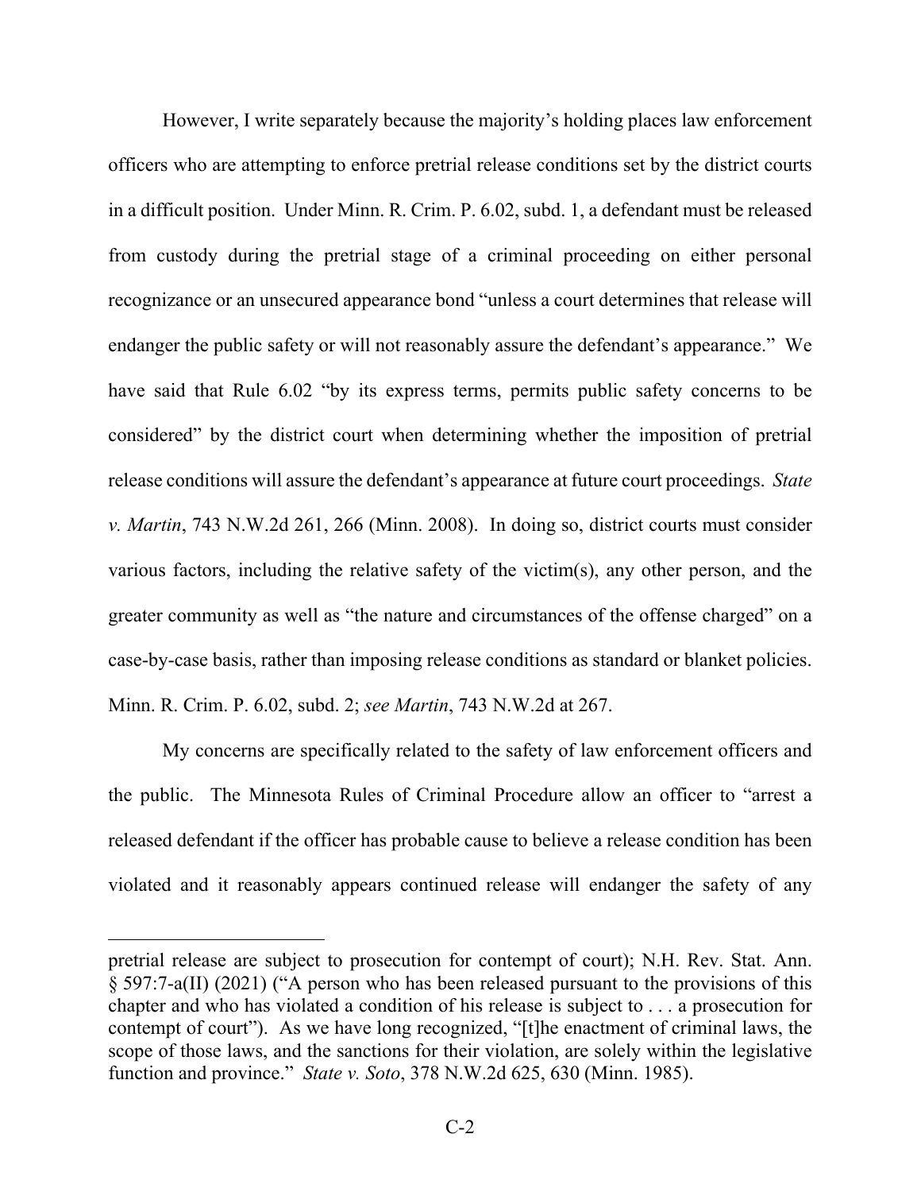However, I write separately because the majority's holding places law enforcement officers who are attempting to enforce pretrial release conditions set by the district courts in a difficult position. Under Minn. R. Crim. P. 6.02, subd. 1, a defendant must be released from custody during the pretrial stage of a criminal proceeding on either personal recognizance or an unsecured appearance bond "unless a court determines that release will endanger the public safety or will not reasonably assure the defendant's appearance." We have said that Rule 6.02 "by its express terms, permits public safety concerns to be considered" by the district court when determining whether the imposition of pretrial release conditions will assure the defendant's appearance at future court proceedings. *State v. Martin*, 743 N.W.2d 261, 266 (Minn. 2008). In doing so, district courts must consider various factors, including the relative safety of the victim(s), any other person, and the greater community as well as "the nature and circumstances of the offense charged" on a case-by-case basis, rather than imposing release conditions as standard or blanket policies. Minn. R. Crim. P. 6.02, subd. 2; *see Martin*, 743 N.W.2d at 267.

My concerns are specifically related to the safety of law enforcement officers and the public. The Minnesota Rules of Criminal Procedure allow an officer to "arrest a released defendant if the officer has probable cause to believe a release condition has been violated and it reasonably appears continued release will endanger the safety of any

---

pretrial release are subject to prosecution for contempt of court); N.H. Rev. Stat. Ann. § 597:7-a(II) (2021) ("A person who has been released pursuant to the provisions of this chapter and who has violated a condition of his release is subject to . . . a prosecution for contempt of court"). As we have long recognized, "[t]he enactment of criminal laws, the scope of those laws, and the sanctions for their violation, are solely within the legislative function and province." *State v. Soto*, 378 N.W.2d 625, 630 (Minn. 1985).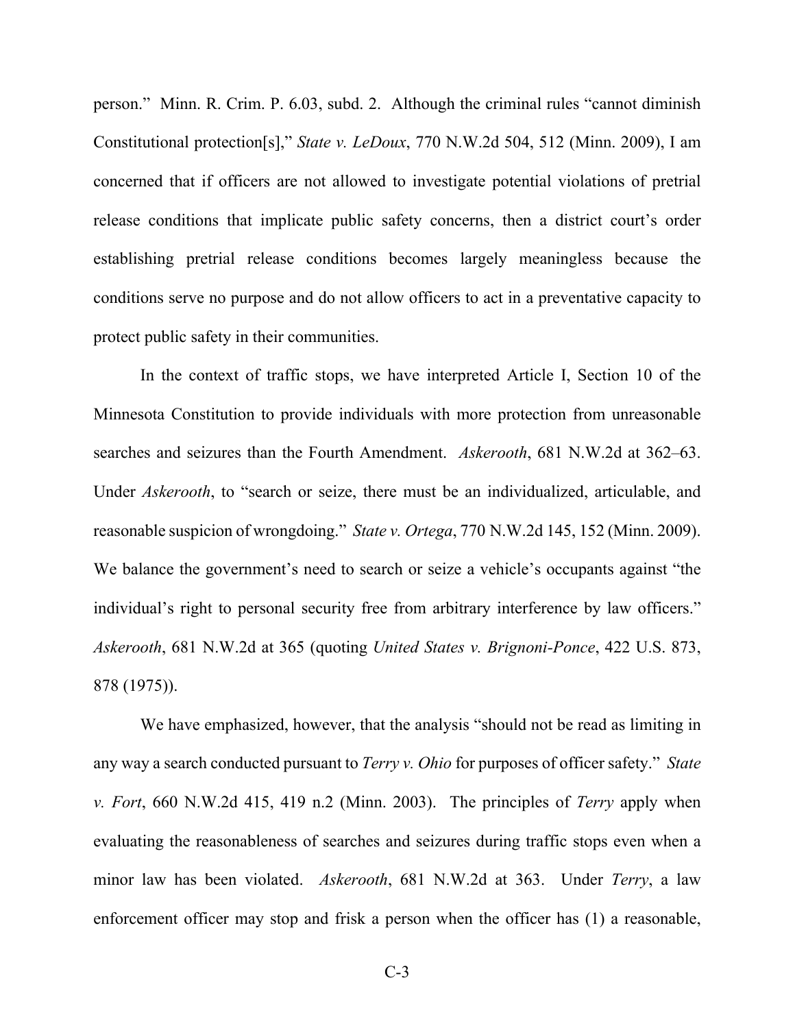person." Minn. R. Crim. P. 6.03, subd. 2. Although the criminal rules "cannot diminish Constitutional protection[s]," *State v. LeDoux*, 770 N.W.2d 504, 512 (Minn. 2009), I am concerned that if officers are not allowed to investigate potential violations of pretrial release conditions that implicate public safety concerns, then a district court's order establishing pretrial release conditions becomes largely meaningless because the conditions serve no purpose and do not allow officers to act in a preventative capacity to protect public safety in their communities.

In the context of traffic stops, we have interpreted Article I, Section 10 of the Minnesota Constitution to provide individuals with more protection from unreasonable searches and seizures than the Fourth Amendment. *Askerooth*, 681 N.W.2d at 362–63. Under *Askerooth*, to "search or seize, there must be an individualized, articulable, and reasonable suspicion of wrongdoing." *State v. Ortega*, 770 N.W.2d 145, 152 (Minn. 2009). We balance the government's need to search or seize a vehicle's occupants against "the individual's right to personal security free from arbitrary interference by law officers." *Askerooth*, 681 N.W.2d at 365 (quoting *United States v. Brignoni-Ponce*, 422 U.S. 873, 878 (1975)).

We have emphasized, however, that the analysis "should not be read as limiting in any way a search conducted pursuant to *Terry v. Ohio* for purposes of officer safety." *State v. Fort*, 660 N.W.2d 415, 419 n.2 (Minn. 2003). The principles of *Terry* apply when evaluating the reasonableness of searches and seizures during traffic stops even when a minor law has been violated. *Askerooth*, 681 N.W.2d at 363. Under *Terry*, a law enforcement officer may stop and frisk a person when the officer has (1) a reasonable,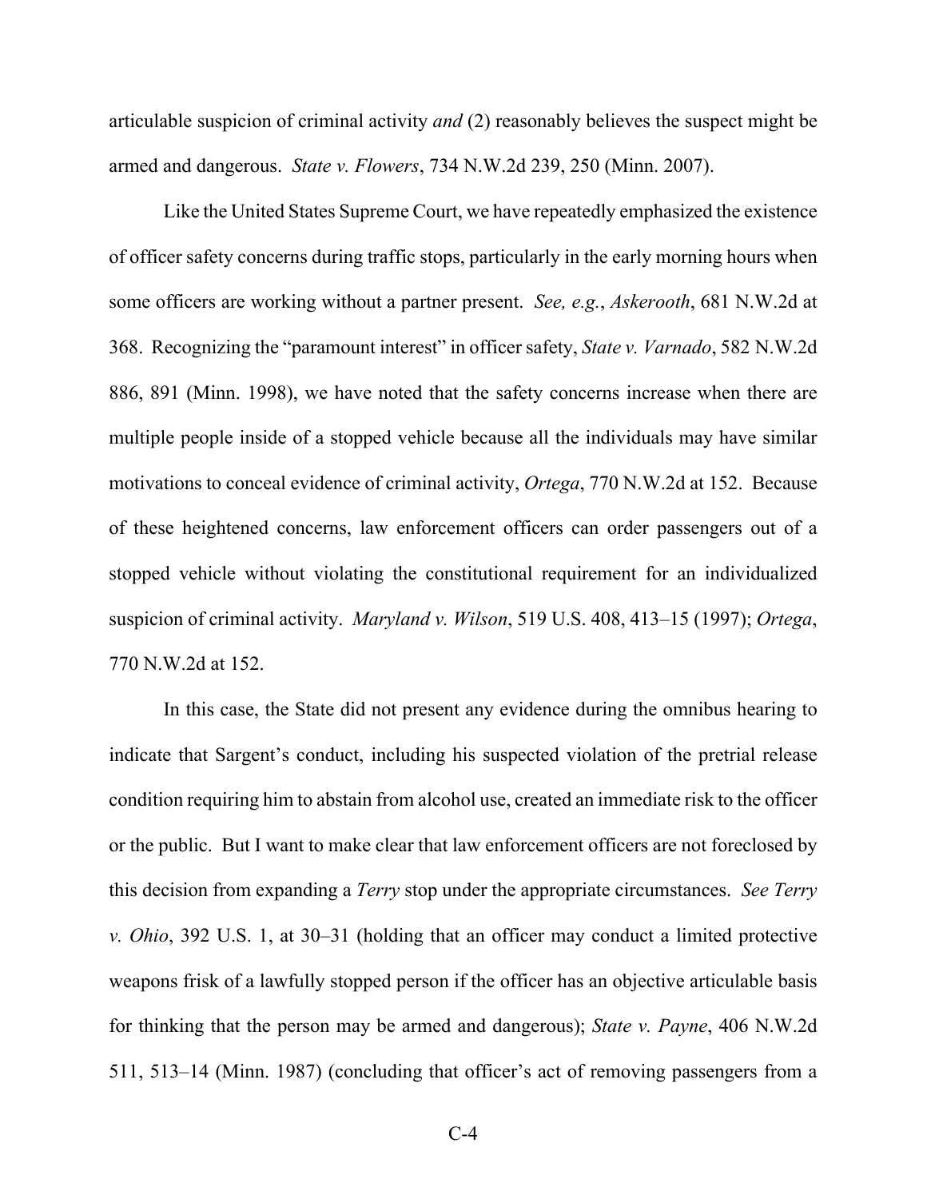articulable suspicion of criminal activity *and* (2) reasonably believes the suspect might be armed and dangerous. *State v. Flowers*, 734 N.W.2d 239, 250 (Minn. 2007).

Like the United States Supreme Court, we have repeatedly emphasized the existence of officer safety concerns during traffic stops, particularly in the early morning hours when some officers are working without a partner present. *See, e.g.*, *Askerooth*, 681 N.W.2d at 368. Recognizing the "paramount interest" in officer safety, *State v. Varnado*, 582 N.W.2d 886, 891 (Minn. 1998), we have noted that the safety concerns increase when there are multiple people inside of a stopped vehicle because all the individuals may have similar motivations to conceal evidence of criminal activity, *Ortega*, 770 N.W.2d at 152. Because of these heightened concerns, law enforcement officers can order passengers out of a stopped vehicle without violating the constitutional requirement for an individualized suspicion of criminal activity. *Maryland v. Wilson*, 519 U.S. 408, 413–15 (1997); *Ortega*, 770 N.W.2d at 152.

In this case, the State did not present any evidence during the omnibus hearing to indicate that Sargent's conduct, including his suspected violation of the pretrial release condition requiring him to abstain from alcohol use, created an immediate risk to the officer or the public. But I want to make clear that law enforcement officers are not foreclosed by this decision from expanding a *Terry* stop under the appropriate circumstances. *See Terry v. Ohio*, 392 U.S. 1, at 30–31 (holding that an officer may conduct a limited protective weapons frisk of a lawfully stopped person if the officer has an objective articulable basis for thinking that the person may be armed and dangerous); *State v. Payne*, 406 N.W.2d 511, 513–14 (Minn. 1987) (concluding that officer's act of removing passengers from a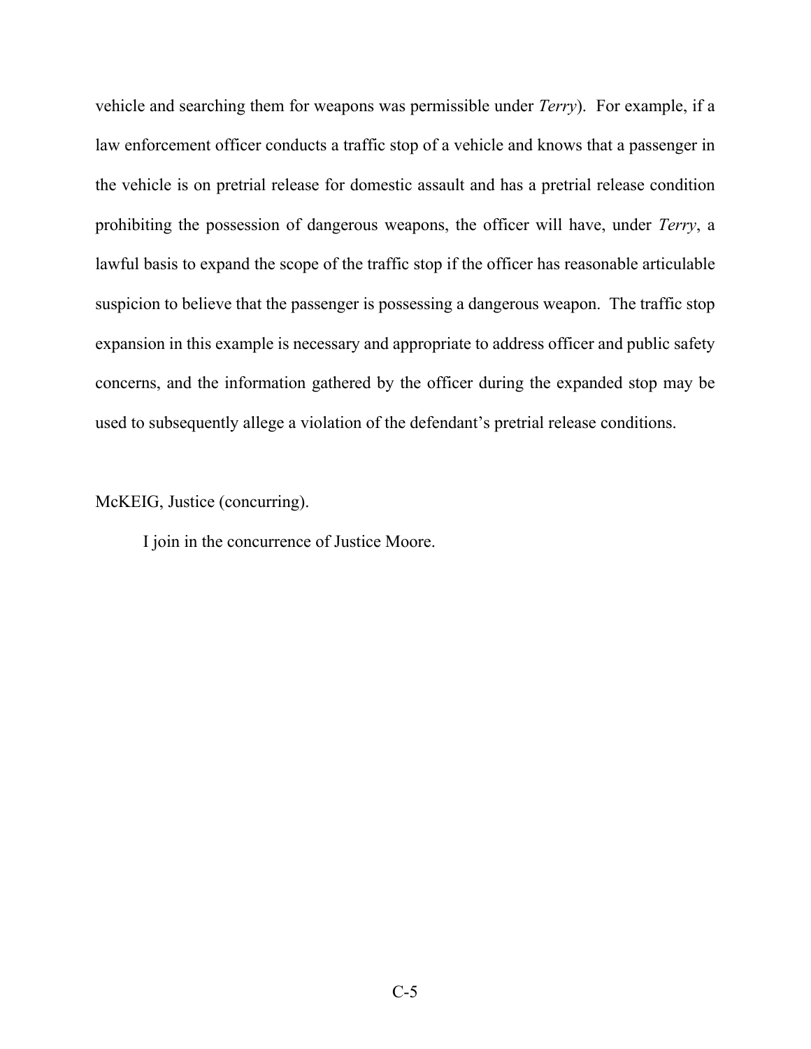vehicle and searching them for weapons was permissible under *Terry*). For example, if a law enforcement officer conducts a traffic stop of a vehicle and knows that a passenger in the vehicle is on pretrial release for domestic assault and has a pretrial release condition prohibiting the possession of dangerous weapons, the officer will have, under *Terry*, a lawful basis to expand the scope of the traffic stop if the officer has reasonable articulable suspicion to believe that the passenger is possessing a dangerous weapon. The traffic stop expansion in this example is necessary and appropriate to address officer and public safety concerns, and the information gathered by the officer during the expanded stop may be used to subsequently allege a violation of the defendant's pretrial release conditions.

McKEIG, Justice (concurring).

I join in the concurrence of Justice Moore.